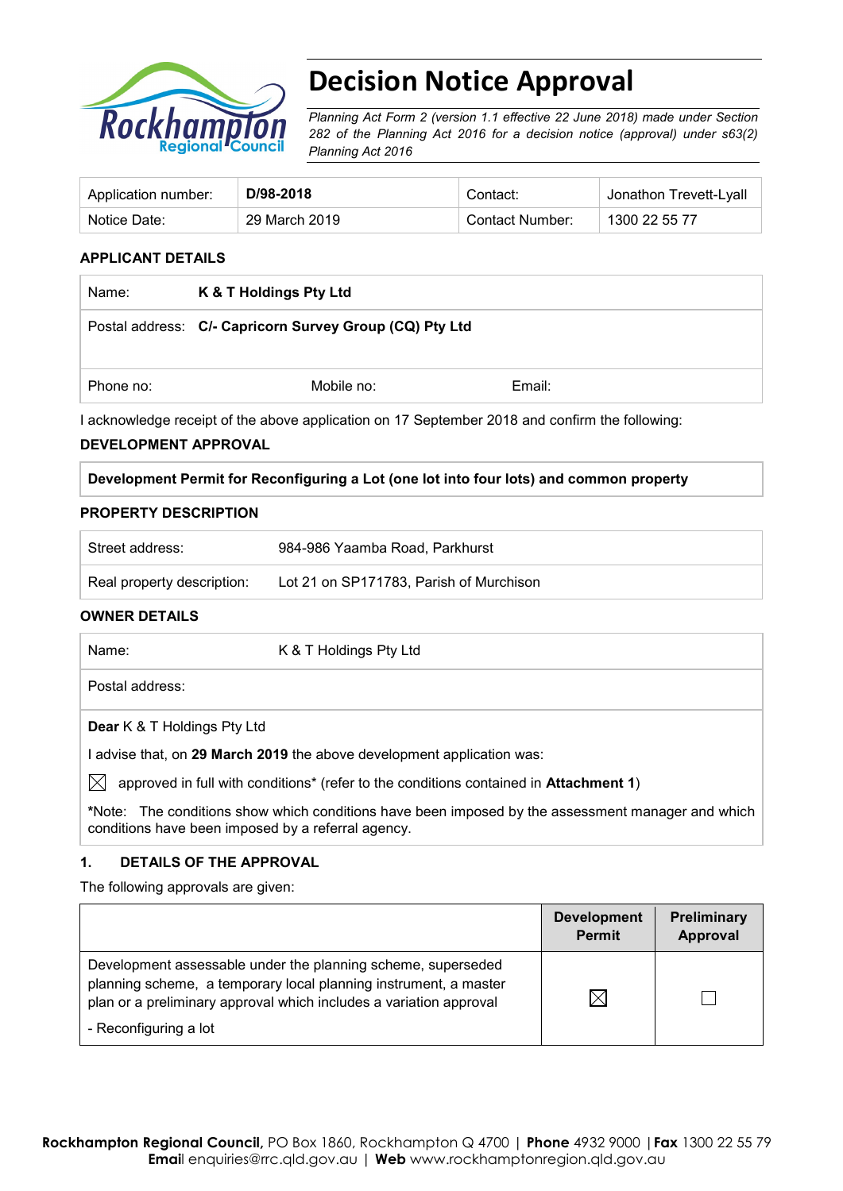# Decision Notice Approval

*Planning Act Form 2 (version 1.1 effective 22 June 2018) made under Section 282 of the Planning Act 2016 for a decision notice (approval) under s63(2) Planning Act 2016*

| Application number: | **D/98-2018** | Contact: | Jonathon Trevett-Lyall |
|---|---|---|---|
| Notice Date: | 29 March 2019 | Contact Number: | 1300 22 55 77 |

## APPLICANT DETAILS

| | | |
|---|---|---|
| Name: | **K & T Holdings Pty Ltd** | |
| Postal address: | **C/- Capricorn Survey Group (CQ) Pty Ltd** | |
| Phone no: | Mobile no: | Email: |

I acknowledge receipt of the above application on 17 September 2018 and confirm the following:

## DEVELOPMENT APPROVAL

**Development Permit for Reconfiguring a Lot (one lot into four lots) and common property**

## PROPERTY DESCRIPTION

| | |
|---|---|
| Street address: | 984-986 Yaamba Road, Parkhurst |
| Real property description: | Lot 21 on SP171783, Parish of Murchison |

## OWNER DETAILS

| | |
|---|---|
| Name: | K & T Holdings Pty Ltd |
| Postal address: | |

**Dear** K & T Holdings Pty Ltd

I advise that, on **29 March 2019** the above development application was:

☒ approved in full with conditions* (refer to the conditions contained in **Attachment 1**)

*Note: The conditions show which conditions have been imposed by the assessment manager and which conditions have been imposed by a referral agency.

## 1. DETAILS OF THE APPROVAL

The following approvals are given:

| | Development Permit | Preliminary Approval |
|---|---|---|
| Development assessable under the planning scheme, superseded planning scheme, a temporary local planning instrument, a master plan or a preliminary approval which includes a variation approval<br>- Reconfiguring a lot | ☒ | ☐ |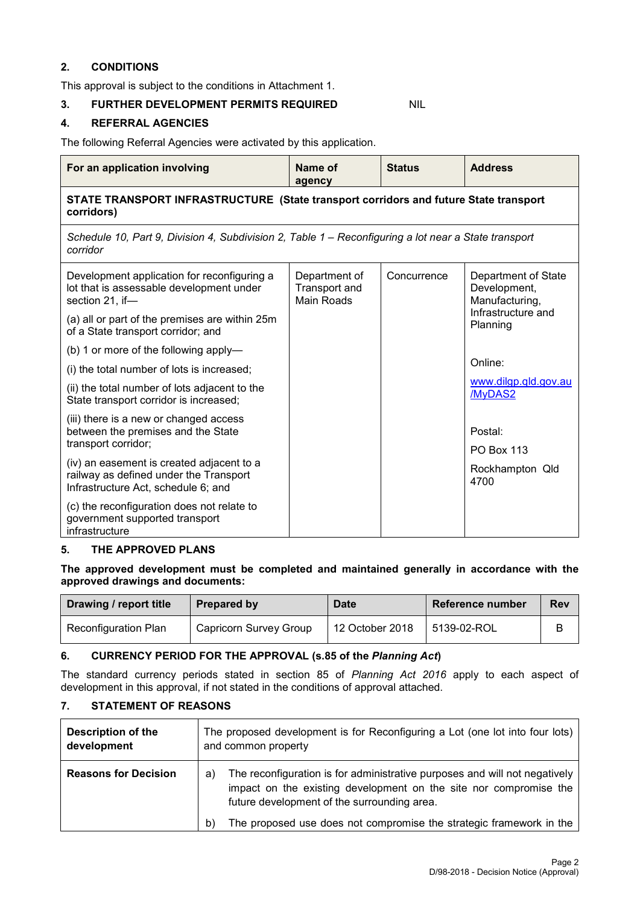## 2. CONDITIONS

This approval is subject to the conditions in Attachment 1.

## 3. FURTHER DEVELOPMENT PERMITS REQUIRED NIL

## 4. REFERRAL AGENCIES

The following Referral Agencies were activated by this application.

| For an application involving | Name of agency | Status | Address |
|---|---|---|---|
| **STATE TRANSPORT INFRASTRUCTURE (State transport corridors and future State transport corridors)** | | | |
| *Schedule 10, Part 9, Division 4, Subdivision 2, Table 1 – Reconfiguring a lot near a State transport corridor* | | | |
| Development application for reconfiguring a lot that is assessable development under section 21, if—<br>(a) all or part of the premises are within 25m of a State transport corridor; and<br>(b) 1 or more of the following apply—<br>(i) the total number of lots is increased;<br>(ii) the total number of lots adjacent to the State transport corridor is increased;<br>(iii) there is a new or changed access between the premises and the State transport corridor;<br>(iv) an easement is created adjacent to a railway as defined under the Transport Infrastructure Act, schedule 6; and<br>(c) the reconfiguration does not relate to government supported transport infrastructure | Department of Transport and Main Roads | Concurrence | Department of State Development, Manufacturing, Infrastructure and Planning<br><br>Online:<br>www.dilgp.qld.gov.au/MyDAS2<br><br>Postal:<br>PO Box 113<br>Rockhampton Qld 4700 |

## 5. THE APPROVED PLANS

**The approved development must be completed and maintained generally in accordance with the approved drawings and documents:**

| Drawing / report title | Prepared by | Date | Reference number | Rev |
|---|---|---|---|---|
| Reconfiguration Plan | Capricorn Survey Group | 12 October 2018 | 5139-02-ROL | B |

## 6. CURRENCY PERIOD FOR THE APPROVAL (s.85 of the *Planning Act*)

The standard currency periods stated in section 85 of *Planning Act 2016* apply to each aspect of development in this approval, if not stated in the conditions of approval attached.

## 7. STATEMENT OF REASONS

| | |
|---|---|
| **Description of the development** | The proposed development is for Reconfiguring a Lot (one lot into four lots) and common property |
| **Reasons for Decision** | a) The reconfiguration is for administrative purposes and will not negatively impact on the existing development on the site nor compromise the future development of the surrounding area.<br>b) The proposed use does not compromise the strategic framework in the |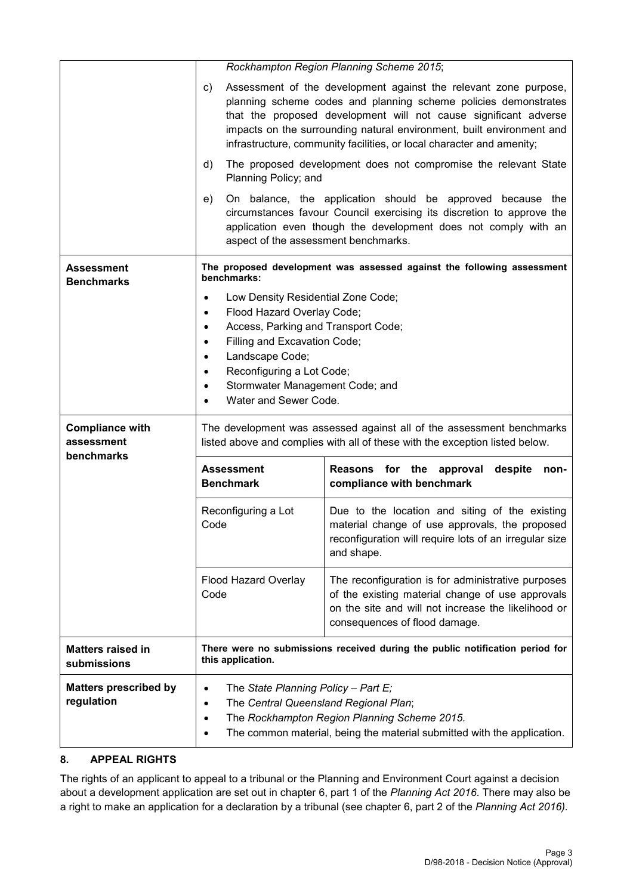| | |
|---|---|
| | *Rockhampton Region Planning Scheme 2015*;<br>c) Assessment of the development against the relevant zone purpose, planning scheme codes and planning scheme policies demonstrates that the proposed development will not cause significant adverse impacts on the surrounding natural environment, built environment and infrastructure, community facilities, or local character and amenity;<br>d) The proposed development does not compromise the relevant State Planning Policy; and<br>e) On balance, the application should be approved because the circumstances favour Council exercising its discretion to approve the application even though the development does not comply with an aspect of the assessment benchmarks. |
| **Assessment Benchmarks** | **The proposed development was assessed against the following assessment benchmarks:**<br>• Low Density Residential Zone Code;<br>• Flood Hazard Overlay Code;<br>• Access, Parking and Transport Code;<br>• Filling and Excavation Code;<br>• Landscape Code;<br>• Reconfiguring a Lot Code;<br>• Stormwater Management Code; and<br>• Water and Sewer Code. |
| **Compliance with assessment benchmarks** | The development was assessed against all of the assessment benchmarks listed above and complies with all of these with the exception listed below.<br><br>**Assessment Benchmark** — **Reasons for the approval despite non-compliance with benchmark**<br><br>Reconfiguring a Lot Code — Due to the location and siting of the existing material change of use approvals, the proposed reconfiguration will require lots of an irregular size and shape.<br><br>Flood Hazard Overlay Code — The reconfiguration is for administrative purposes of the existing material change of use approvals on the site and will not increase the likelihood or consequences of flood damage. |
| **Matters raised in submissions** | **There were no submissions received during the public notification period for this application.** |
| **Matters prescribed by regulation** | • The *State Planning Policy – Part E;*<br>• The *Central Queensland Regional Plan*;<br>• The *Rockhampton Region Planning Scheme 2015.*<br>• The common material, being the material submitted with the application. |

## 8. APPEAL RIGHTS

The rights of an applicant to appeal to a tribunal or the Planning and Environment Court against a decision about a development application are set out in chapter 6, part 1 of the *Planning Act 2016*. There may also be a right to make an application for a declaration by a tribunal (see chapter 6, part 2 of the *Planning Act 2016).*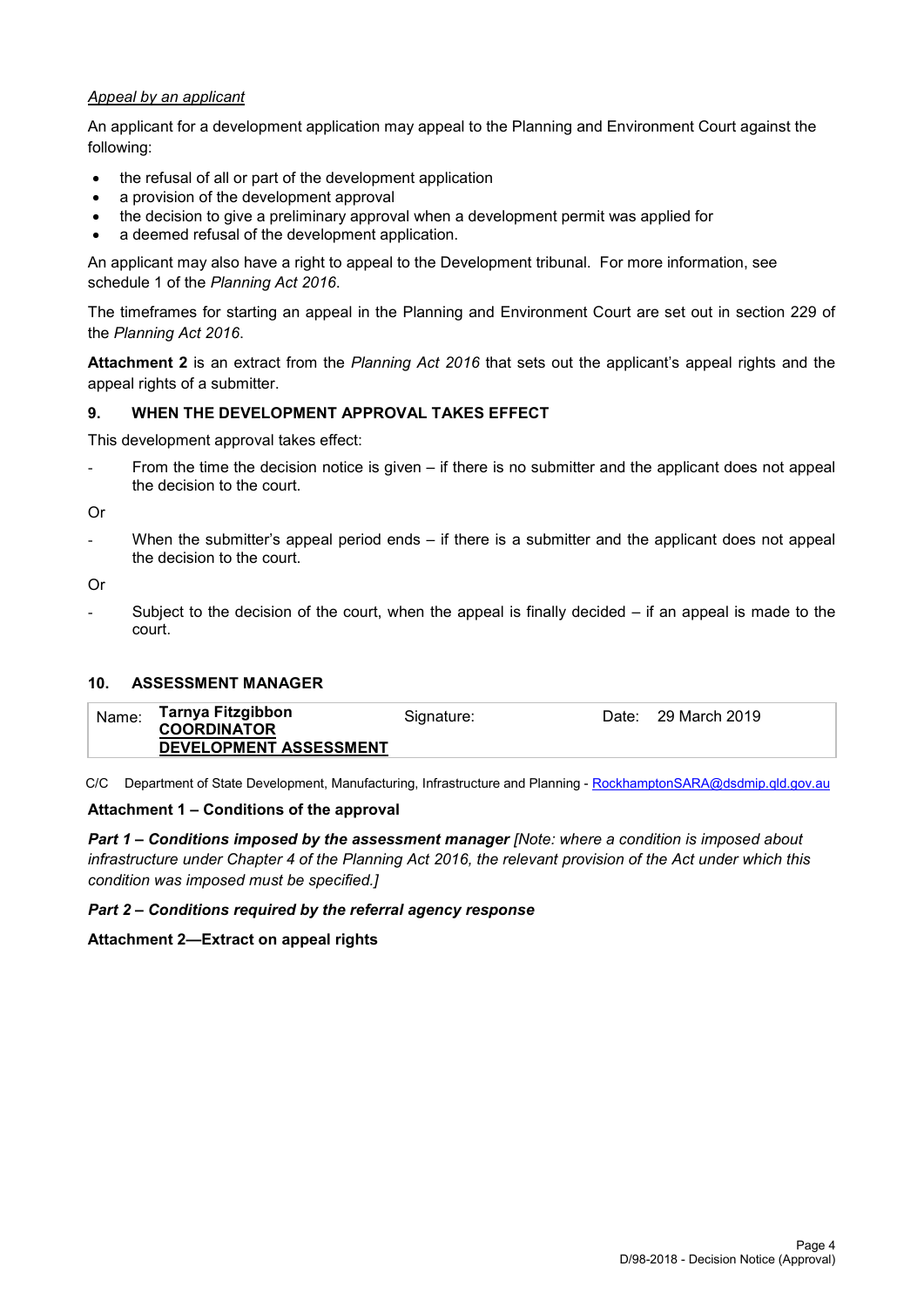*Appeal by an applicant*

An applicant for a development application may appeal to the Planning and Environment Court against the following:

- the refusal of all or part of the development application
- a provision of the development approval
- the decision to give a preliminary approval when a development permit was applied for
- a deemed refusal of the development application.

An applicant may also have a right to appeal to the Development tribunal. For more information, see schedule 1 of the *Planning Act 2016*.

The timeframes for starting an appeal in the Planning and Environment Court are set out in section 229 of the *Planning Act 2016*.

**Attachment 2** is an extract from the *Planning Act 2016* that sets out the applicant's appeal rights and the appeal rights of a submitter.

## 9. WHEN THE DEVELOPMENT APPROVAL TAKES EFFECT

This development approval takes effect:

- From the time the decision notice is given – if there is no submitter and the applicant does not appeal the decision to the court.

Or

- When the submitter's appeal period ends – if there is a submitter and the applicant does not appeal the decision to the court.

Or

- Subject to the decision of the court, when the appeal is finally decided – if an appeal is made to the court.

## 10. ASSESSMENT MANAGER

| Name: | **Tarnya Fitzgibbon** **COORDINATOR** **DEVELOPMENT ASSESSMENT** | Signature: | Date: 29 March 2019 |
|---|---|---|---|

C/C Department of State Development, Manufacturing, Infrastructure and Planning - RockhamptonSARA@dsdmip.qld.gov.au

**Attachment 1 – Conditions of the approval**

***Part 1 – Conditions imposed by the assessment manager*** *[Note: where a condition is imposed about infrastructure under Chapter 4 of the Planning Act 2016, the relevant provision of the Act under which this condition was imposed must be specified.]*

***Part 2 – Conditions required by the referral agency response***

**Attachment 2—Extract on appeal rights**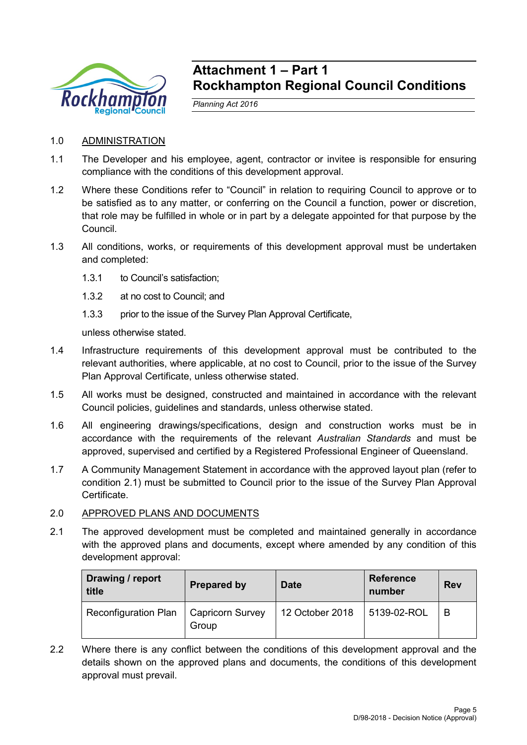# Attachment 1 – Part 1
# Rockhampton Regional Council Conditions

*Planning Act 2016*

1.0 ADMINISTRATION

1.1 The Developer and his employee, agent, contractor or invitee is responsible for ensuring compliance with the conditions of this development approval.

1.2 Where these Conditions refer to "Council" in relation to requiring Council to approve or to be satisfied as to any matter, or conferring on the Council a function, power or discretion, that role may be fulfilled in whole or in part by a delegate appointed for that purpose by the Council.

1.3 All conditions, works, or requirements of this development approval must be undertaken and completed:

1.3.1 to Council's satisfaction;

1.3.2 at no cost to Council; and

1.3.3 prior to the issue of the Survey Plan Approval Certificate,

unless otherwise stated.

1.4 Infrastructure requirements of this development approval must be contributed to the relevant authorities, where applicable, at no cost to Council, prior to the issue of the Survey Plan Approval Certificate, unless otherwise stated.

1.5 All works must be designed, constructed and maintained in accordance with the relevant Council policies, guidelines and standards, unless otherwise stated.

1.6 All engineering drawings/specifications, design and construction works must be in accordance with the requirements of the relevant *Australian Standards* and must be approved, supervised and certified by a Registered Professional Engineer of Queensland.

1.7 A Community Management Statement in accordance with the approved layout plan (refer to condition 2.1) must be submitted to Council prior to the issue of the Survey Plan Approval Certificate.

2.0 APPROVED PLANS AND DOCUMENTS

2.1 The approved development must be completed and maintained generally in accordance with the approved plans and documents, except where amended by any condition of this development approval:

| Drawing / report title | Prepared by | Date | Reference number | Rev |
|---|---|---|---|---|
| Reconfiguration Plan | Capricorn Survey Group | 12 October 2018 | 5139-02-ROL | B |

2.2 Where there is any conflict between the conditions of this development approval and the details shown on the approved plans and documents, the conditions of this development approval must prevail.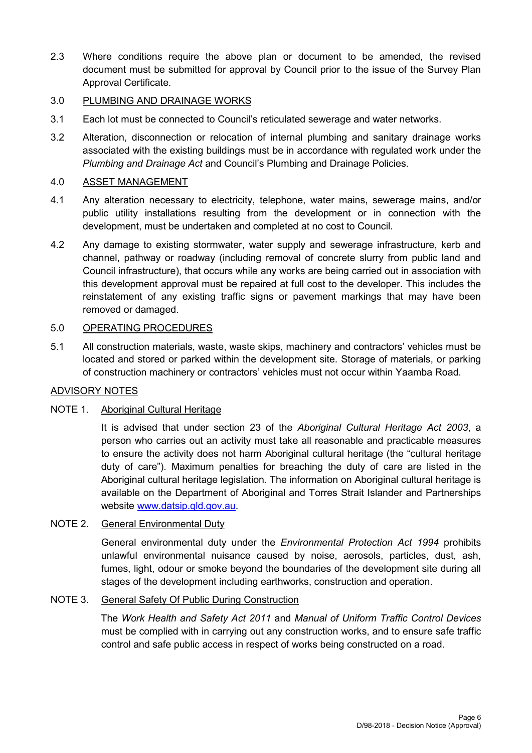2.3 Where conditions require the above plan or document to be amended, the revised document must be submitted for approval by Council prior to the issue of the Survey Plan Approval Certificate.

3.0 PLUMBING AND DRAINAGE WORKS

3.1 Each lot must be connected to Council's reticulated sewerage and water networks.

3.2 Alteration, disconnection or relocation of internal plumbing and sanitary drainage works associated with the existing buildings must be in accordance with regulated work under the *Plumbing and Drainage Act* and Council's Plumbing and Drainage Policies.

4.0 ASSET MANAGEMENT

4.1 Any alteration necessary to electricity, telephone, water mains, sewerage mains, and/or public utility installations resulting from the development or in connection with the development, must be undertaken and completed at no cost to Council.

4.2 Any damage to existing stormwater, water supply and sewerage infrastructure, kerb and channel, pathway or roadway (including removal of concrete slurry from public land and Council infrastructure), that occurs while any works are being carried out in association with this development approval must be repaired at full cost to the developer. This includes the reinstatement of any existing traffic signs or pavement markings that may have been removed or damaged.

5.0 OPERATING PROCEDURES

5.1 All construction materials, waste, waste skips, machinery and contractors' vehicles must be located and stored or parked within the development site. Storage of materials, or parking of construction machinery or contractors' vehicles must not occur within Yaamba Road.

ADVISORY NOTES

NOTE 1. Aboriginal Cultural Heritage

It is advised that under section 23 of the *Aboriginal Cultural Heritage Act 2003*, a person who carries out an activity must take all reasonable and practicable measures to ensure the activity does not harm Aboriginal cultural heritage (the "cultural heritage duty of care"). Maximum penalties for breaching the duty of care are listed in the Aboriginal cultural heritage legislation. The information on Aboriginal cultural heritage is available on the Department of Aboriginal and Torres Strait Islander and Partnerships website www.datsip.qld.gov.au.

NOTE 2. General Environmental Duty

General environmental duty under the *Environmental Protection Act 1994* prohibits unlawful environmental nuisance caused by noise, aerosols, particles, dust, ash, fumes, light, odour or smoke beyond the boundaries of the development site during all stages of the development including earthworks, construction and operation.

NOTE 3. General Safety Of Public During Construction

The *Work Health and Safety Act 2011* and *Manual of Uniform Traffic Control Devices* must be complied with in carrying out any construction works, and to ensure safe traffic control and safe public access in respect of works being constructed on a road.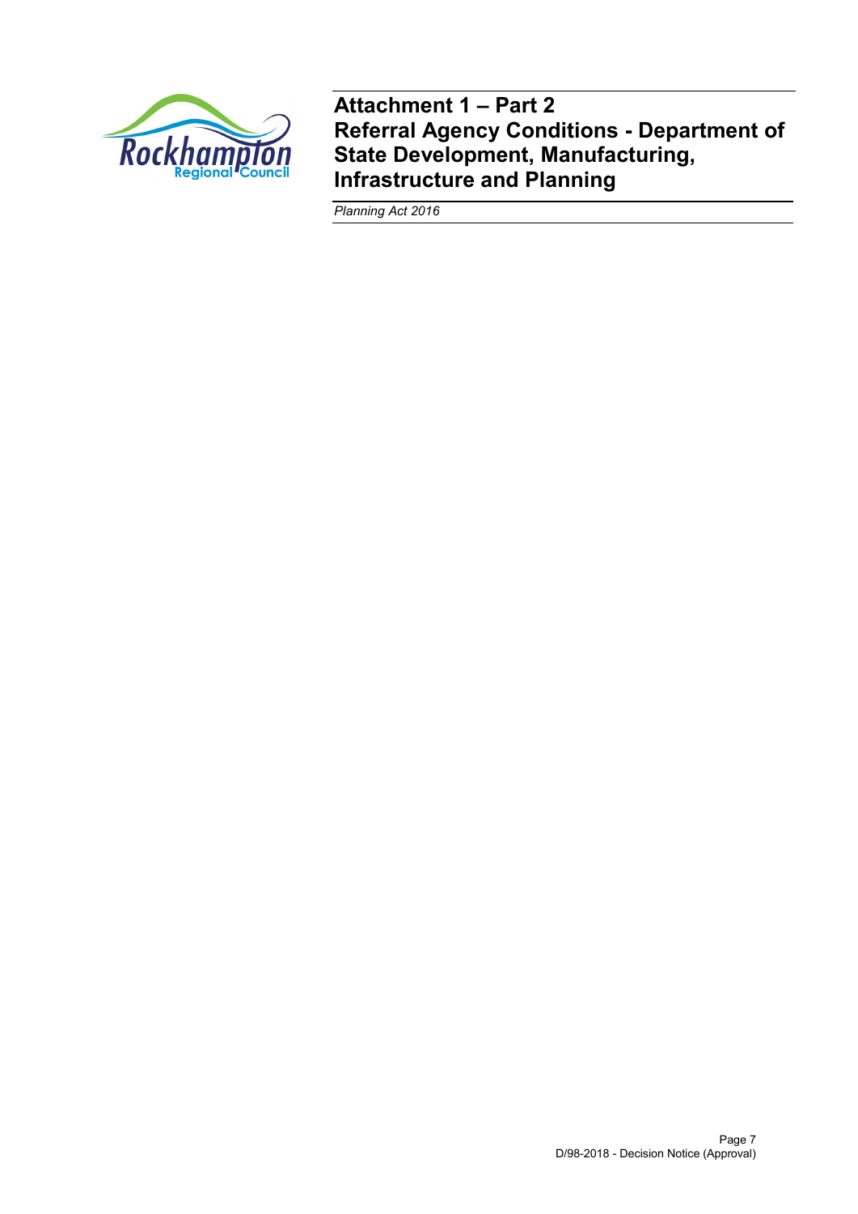# Attachment 1 – Part 2
# Referral Agency Conditions - Department of State Development, Manufacturing, Infrastructure and Planning

*Planning Act 2016*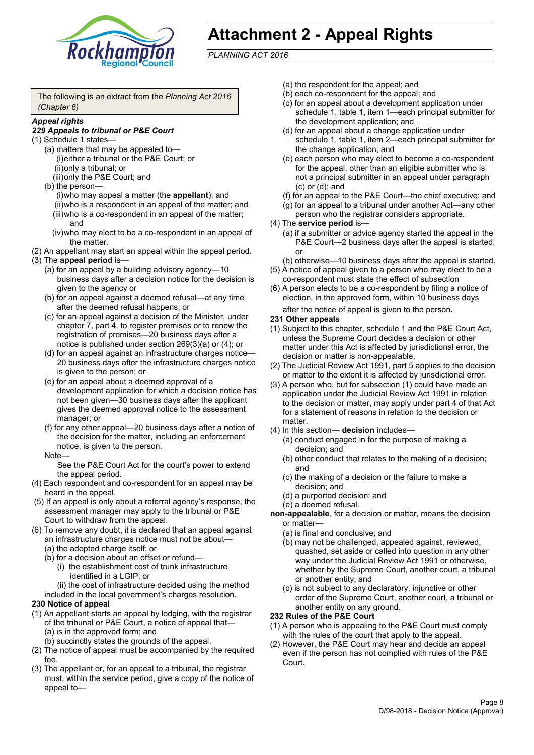# Attachment 2 - Appeal Rights

*PLANNING ACT 2016*

The following is an extract from the *Planning Act 2016 (Chapter 6)*

***Appeal rights***

***229 Appeals to tribunal or P&E Court***

(1) Schedule 1 states—

- (a) matters that may be appealed to—
  - (i) either a tribunal or the P&E Court; or
  - (ii) only a tribunal; or
  - (iii) only the P&E Court; and
- (b) the person—
  - (i) who may appeal a matter (the **appellant**); and
  - (ii) who is a respondent in an appeal of the matter; and
  - (iii) who is a co-respondent in an appeal of the matter; and
  - (iv) who may elect to be a co-respondent in an appeal of the matter.

(2) An appellant may start an appeal within the appeal period.

(3) The **appeal period** is—

- (a) for an appeal by a building advisory agency—10 business days after a decision notice for the decision is given to the agency or
- (b) for an appeal against a deemed refusal—at any time after the deemed refusal happens; or
- (c) for an appeal against a decision of the Minister, under chapter 7, part 4, to register premises or to renew the registration of premises—20 business days after a notice is published under section 269(3)(a) or (4); or
- (d) for an appeal against an infrastructure charges notice—20 business days after the infrastructure charges notice is given to the person; or
- (e) for an appeal about a deemed approval of a development application for which a decision notice has not been given—30 business days after the applicant gives the deemed approval notice to the assessment manager; or
- (f) for any other appeal—20 business days after a notice of the decision for the matter, including an enforcement notice, is given to the person.

Note—

See the P&E Court Act for the court's power to extend the appeal period.

(4) Each respondent and co-respondent for an appeal may be heard in the appeal.

(5) If an appeal is only about a referral agency's response, the assessment manager may apply to the tribunal or P&E Court to withdraw from the appeal.

(6) To remove any doubt, it is declared that an appeal against an infrastructure charges notice must not be about—

- (a) the adopted charge itself; or
- (b) for a decision about an offset or refund—
  - (i) the establishment cost of trunk infrastructure identified in a LGIP; or
  - (ii) the cost of infrastructure decided using the method included in the local government's charges resolution.

**230 Notice of appeal**

(1) An appellant starts an appeal by lodging, with the registrar of the tribunal or P&E Court, a notice of appeal that—

- (a) is in the approved form; and
- (b) succinctly states the grounds of the appeal.

(2) The notice of appeal must be accompanied by the required fee.

(3) The appellant or, for an appeal to a tribunal, the registrar must, within the service period, give a copy of the notice of appeal to—

- (a) the respondent for the appeal; and
- (b) each co-respondent for the appeal; and
- (c) for an appeal about a development application under schedule 1, table 1, item 1—each principal submitter for the development application; and
- (d) for an appeal about a change application under schedule 1, table 1, item 2—each principal submitter for the change application; and
- (e) each person who may elect to become a co-respondent for the appeal, other than an eligible submitter who is not a principal submitter in an appeal under paragraph (c) or (d); and
- (f) for an appeal to the P&E Court—the chief executive; and
- (g) for an appeal to a tribunal under another Act—any other person who the registrar considers appropriate.

(4) The **service period** is—

- (a) if a submitter or advice agency started the appeal in the P&E Court—2 business days after the appeal is started; or
- (b) otherwise—10 business days after the appeal is started.

(5) A notice of appeal given to a person who may elect to be a co-respondent must state the effect of subsection

(6) A person elects to be a co-respondent by filing a notice of election, in the approved form, within 10 business days after the notice of appeal is given to the person.

**231 Other appeals**

(1) Subject to this chapter, schedule 1 and the P&E Court Act, unless the Supreme Court decides a decision or other matter under this Act is affected by jurisdictional error, the decision or matter is non-appealable.

(2) The Judicial Review Act 1991, part 5 applies to the decision or matter to the extent it is affected by jurisdictional error.

(3) A person who, but for subsection (1) could have made an application under the Judicial Review Act 1991 in relation to the decision or matter, may apply under part 4 of that Act for a statement of reasons in relation to the decision or matter.

(4) In this section— **decision** includes—

- (a) conduct engaged in for the purpose of making a decision; and
- (b) other conduct that relates to the making of a decision; and
- (c) the making of a decision or the failure to make a decision; and
- (d) a purported decision; and
- (e) a deemed refusal.

**non-appealable**, for a decision or matter, means the decision or matter—

- (a) is final and conclusive; and
- (b) may not be challenged, appealed against, reviewed, quashed, set aside or called into question in any other way under the Judicial Review Act 1991 or otherwise, whether by the Supreme Court, another court, a tribunal or another entity; and
- (c) is not subject to any declaratory, injunctive or other order of the Supreme Court, another court, a tribunal or another entity on any ground.

**232 Rules of the P&E Court**

(1) A person who is appealing to the P&E Court must comply with the rules of the court that apply to the appeal.

(2) However, the P&E Court may hear and decide an appeal even if the person has not complied with rules of the P&E Court.

D/98-2018 - Decision Notice (Approval)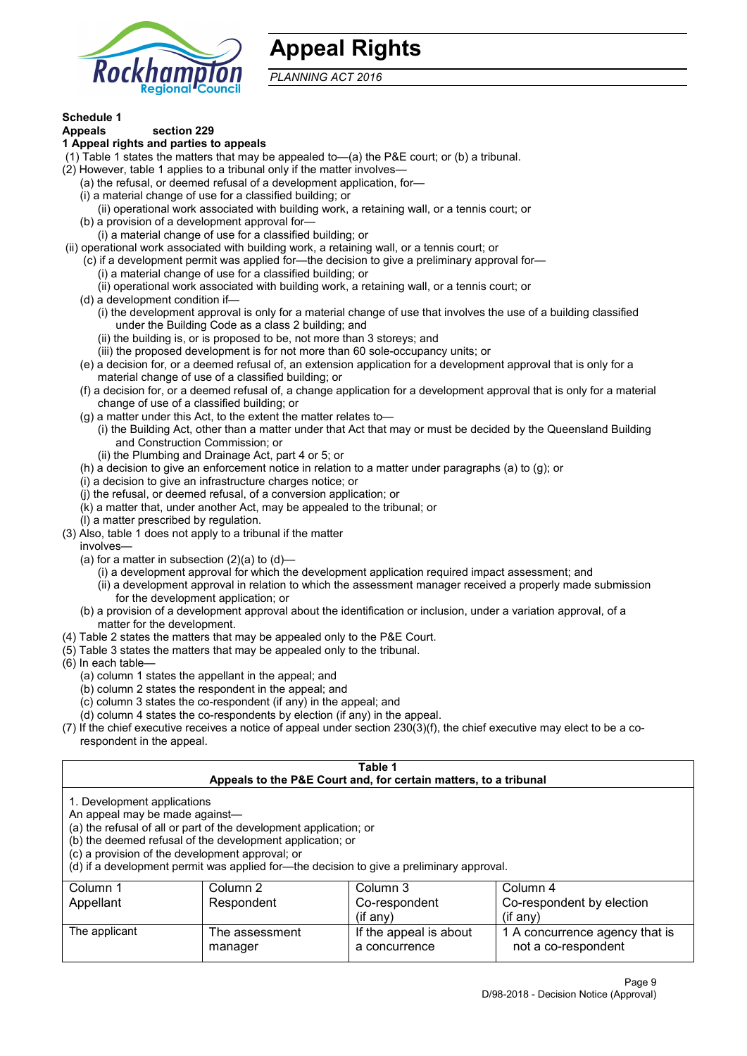# Appeal Rights

*PLANNING ACT 2016*

**Schedule 1**

**Appeals section 229**

**1 Appeal rights and parties to appeals**

(1) Table 1 states the matters that may be appealed to—(a) the P&E court; or (b) a tribunal.

(2) However, table 1 applies to a tribunal only if the matter involves—

(a) the refusal, or deemed refusal of a development application, for—

(i) a material change of use for a classified building; or

(ii) operational work associated with building work, a retaining wall, or a tennis court; or

(b) a provision of a development approval for—

(i) a material change of use for a classified building; or

(ii) operational work associated with building work, a retaining wall, or a tennis court; or

(c) if a development permit was applied for—the decision to give a preliminary approval for—

(i) a material change of use for a classified building; or

(ii) operational work associated with building work, a retaining wall, or a tennis court; or

(d) a development condition if—

(i) the development approval is only for a material change of use that involves the use of a building classified under the Building Code as a class 2 building; and

(ii) the building is, or is proposed to be, not more than 3 storeys; and

(iii) the proposed development is for not more than 60 sole-occupancy units; or

(e) a decision for, or a deemed refusal of, an extension application for a development approval that is only for a material change of use of a classified building; or

(f) a decision for, or a deemed refusal of, a change application for a development approval that is only for a material change of use of a classified building; or

(g) a matter under this Act, to the extent the matter relates to—

(i) the Building Act, other than a matter under that Act that may or must be decided by the Queensland Building and Construction Commission; or

(ii) the Plumbing and Drainage Act, part 4 or 5; or

(h) a decision to give an enforcement notice in relation to a matter under paragraphs (a) to (g); or

(i) a decision to give an infrastructure charges notice; or

(j) the refusal, or deemed refusal, of a conversion application; or

(k) a matter that, under another Act, may be appealed to the tribunal; or

(l) a matter prescribed by regulation.

(3) Also, table 1 does not apply to a tribunal if the matter involves—

(a) for a matter in subsection (2)(a) to (d)—

(i) a development approval for which the development application required impact assessment; and

(ii) a development approval in relation to which the assessment manager received a properly made submission for the development application; or

(b) a provision of a development approval about the identification or inclusion, under a variation approval, of a matter for the development.

(4) Table 2 states the matters that may be appealed only to the P&E Court.

(5) Table 3 states the matters that may be appealed only to the tribunal.

(6) In each table—

(a) column 1 states the appellant in the appeal; and

(b) column 2 states the respondent in the appeal; and

(c) column 3 states the co-respondent (if any) in the appeal; and

(d) column 4 states the co-respondents by election (if any) in the appeal.

(7) If the chief executive receives a notice of appeal under section 230(3)(f), the chief executive may elect to be a co-respondent in the appeal.

**Table 1**
**Appeals to the P&E Court and, for certain matters, to a tribunal**

1. Development applications

An appeal may be made against—

(a) the refusal of all or part of the development application; or

(b) the deemed refusal of the development application; or

(c) a provision of the development approval; or

(d) if a development permit was applied for—the decision to give a preliminary approval.

| Column 1<br>Appellant | Column 2<br>Respondent | Column 3<br>Co-respondent<br>(if any) | Column 4<br>Co-respondent by election<br>(if any) |
|---|---|---|---|
| The applicant | The assessment manager | If the appeal is about a concurrence | 1 A concurrence agency that is not a co-respondent |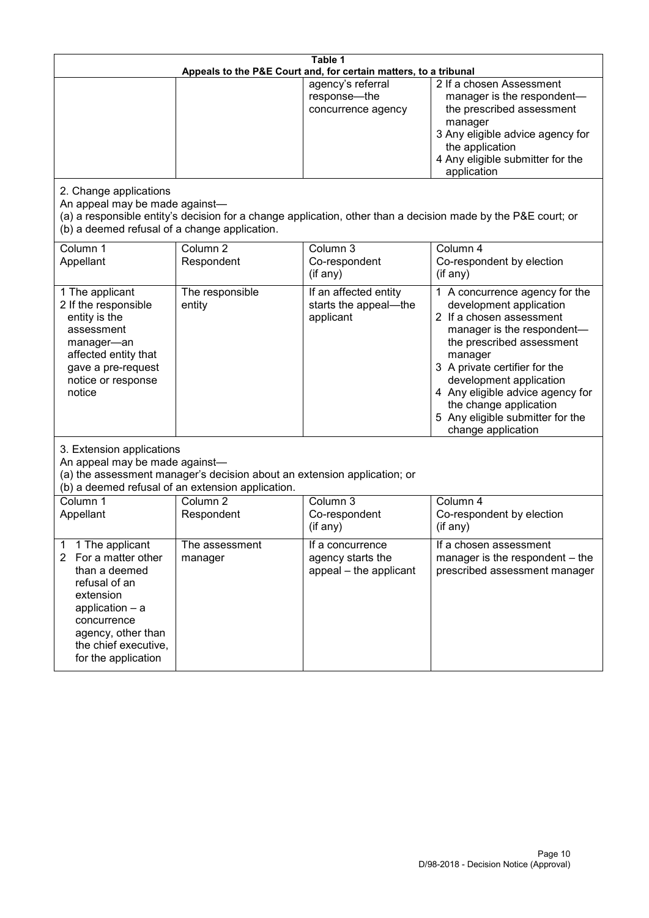**Table 1**
**Appeals to the P&E Court and, for certain matters, to a tribunal**

| | | | |
|---|---|---|---|
| | | agency's referral response—the concurrence agency | 2 If a chosen Assessment manager is the respondent—the prescribed assessment manager<br>3 Any eligible advice agency for the application<br>4 Any eligible submitter for the application |

2. Change applications
An appeal may be made against—
(a) a responsible entity's decision for a change application, other than a decision made by the P&E court; or
(b) a deemed refusal of a change application.

| Column 1<br>Appellant | Column 2<br>Respondent | Column 3<br>Co-respondent<br>(if any) | Column 4<br>Co-respondent by election<br>(if any) |
|---|---|---|---|
| 1 The applicant<br>2 If the responsible entity is the assessment manager—an affected entity that gave a pre-request notice or response notice | The responsible entity | If an affected entity starts the appeal—the applicant | 1 A concurrence agency for the development application<br>2 If a chosen assessment manager is the respondent—the prescribed assessment manager<br>3 A private certifier for the development application<br>4 Any eligible advice agency for the change application<br>5 Any eligible submitter for the change application |

3. Extension applications
An appeal may be made against—
(a) the assessment manager's decision about an extension application; or
(b) a deemed refusal of an extension application.

| Column 1<br>Appellant | Column 2<br>Respondent | Column 3<br>Co-respondent<br>(if any) | Column 4<br>Co-respondent by election<br>(if any) |
|---|---|---|---|
| 1 1 The applicant<br>2 For a matter other than a deemed refusal of an extension application – a concurrence agency, other than the chief executive, for the application | The assessment manager | If a concurrence agency starts the appeal – the applicant | If a chosen assessment manager is the respondent – the prescribed assessment manager |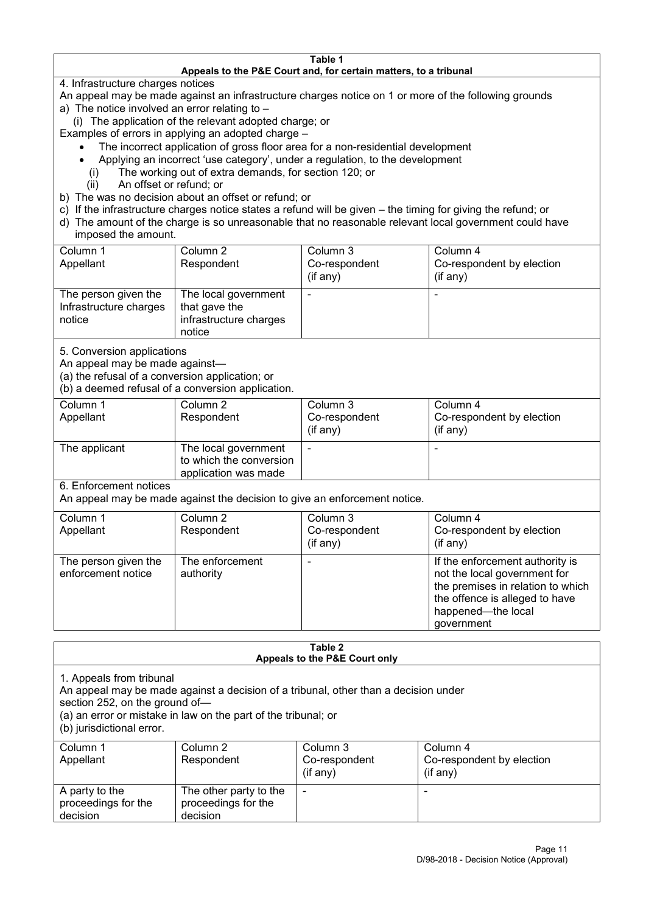**Table 1**
**Appeals to the P&E Court and, for certain matters, to a tribunal**

4. Infrastructure charges notices

An appeal may be made against an infrastructure charges notice on 1 or more of the following grounds

a) The notice involved an error relating to –

   (i) The application of the relevant adopted charge; or

Examples of errors in applying an adopted charge –

- The incorrect application of gross floor area for a non-residential development
- Applying an incorrect 'use category', under a regulation, to the development

   (i) The working out of extra demands, for section 120; or
   (ii) An offset or refund; or

b) The was no decision about an offset or refund; or

c) If the infrastructure charges notice states a refund will be given – the timing for giving the refund; or

d) The amount of the charge is so unreasonable that no reasonable relevant local government could have imposed the amount.

| Column 1<br>Appellant | Column 2<br>Respondent | Column 3<br>Co-respondent<br>(if any) | Column 4<br>Co-respondent by election<br>(if any) |
|---|---|---|---|
| The person given the Infrastructure charges notice | The local government that gave the infrastructure charges notice | - | - |

5. Conversion applications

An appeal may be made against—

(a) the refusal of a conversion application; or

(b) a deemed refusal of a conversion application.

| Column 1<br>Appellant | Column 2<br>Respondent | Column 3<br>Co-respondent<br>(if any) | Column 4<br>Co-respondent by election<br>(if any) |
|---|---|---|---|
| The applicant | The local government to which the conversion application was made | - | - |

6. Enforcement notices

An appeal may be made against the decision to give an enforcement notice.

| Column 1<br>Appellant | Column 2<br>Respondent | Column 3<br>Co-respondent<br>(if any) | Column 4<br>Co-respondent by election<br>(if any) |
|---|---|---|---|
| The person given the enforcement notice | The enforcement authority | - | If the enforcement authority is not the local government for the premises in relation to which the offence is alleged to have happened—the local government |

**Table 2**
**Appeals to the P&E Court only**

1. Appeals from tribunal

An appeal may be made against a decision of a tribunal, other than a decision under section 252, on the ground of—

(a) an error or mistake in law on the part of the tribunal; or

(b) jurisdictional error.

| Column 1<br>Appellant | Column 2<br>Respondent | Column 3<br>Co-respondent<br>(if any) | Column 4<br>Co-respondent by election<br>(if any) |
|---|---|---|---|
| A party to the proceedings for the decision | The other party to the proceedings for the decision | - | - |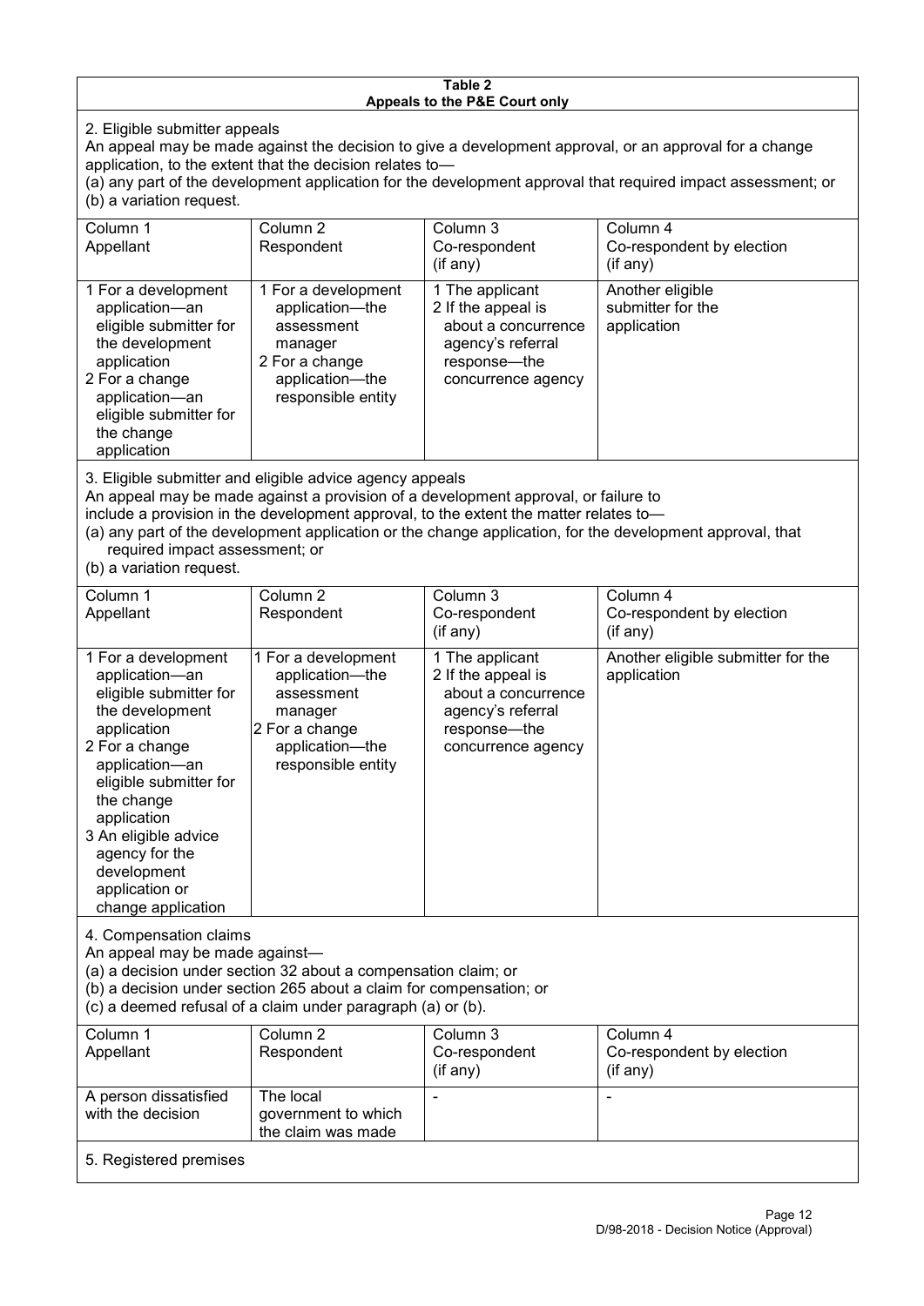**Table 2**
**Appeals to the P&E Court only**

2. Eligible submitter appeals

An appeal may be made against the decision to give a development approval, or an approval for a change application, to the extent that the decision relates to—
(a) any part of the development application for the development approval that required impact assessment; or
(b) a variation request.

| Column 1<br>Appellant | Column 2<br>Respondent | Column 3<br>Co-respondent<br>(if any) | Column 4<br>Co-respondent by election<br>(if any) |
|---|---|---|---|
| 1 For a development application—an eligible submitter for the development application<br>2 For a change application—an eligible submitter for the change application | 1 For a development application—the assessment manager<br>2 For a change application—the responsible entity | 1 The applicant<br>2 If the appeal is about a concurrence agency's referral response—the concurrence agency | Another eligible submitter for the application |

3. Eligible submitter and eligible advice agency appeals

An appeal may be made against a provision of a development approval, or failure to include a provision in the development approval, to the extent the matter relates to—
(a) any part of the development application or the change application, for the development approval, that required impact assessment; or
(b) a variation request.

| Column 1<br>Appellant | Column 2<br>Respondent | Column 3<br>Co-respondent<br>(if any) | Column 4<br>Co-respondent by election<br>(if any) |
|---|---|---|---|
| 1 For a development application—an eligible submitter for the development application<br>2 For a change application—an eligible submitter for the change application<br>3 An eligible advice agency for the development application or change application | 1 For a development application—the assessment manager<br>2 For a change application—the responsible entity | 1 The applicant<br>2 If the appeal is about a concurrence agency's referral response—the concurrence agency | Another eligible submitter for the application |

4. Compensation claims

An appeal may be made against—
(a) a decision under section 32 about a compensation claim; or
(b) a decision under section 265 about a claim for compensation; or
(c) a deemed refusal of a claim under paragraph (a) or (b).

| Column 1<br>Appellant | Column 2<br>Respondent | Column 3<br>Co-respondent<br>(if any) | Column 4<br>Co-respondent by election<br>(if any) |
|---|---|---|---|
| A person dissatisfied with the decision | The local government to which the claim was made | - | - |

5. Registered premises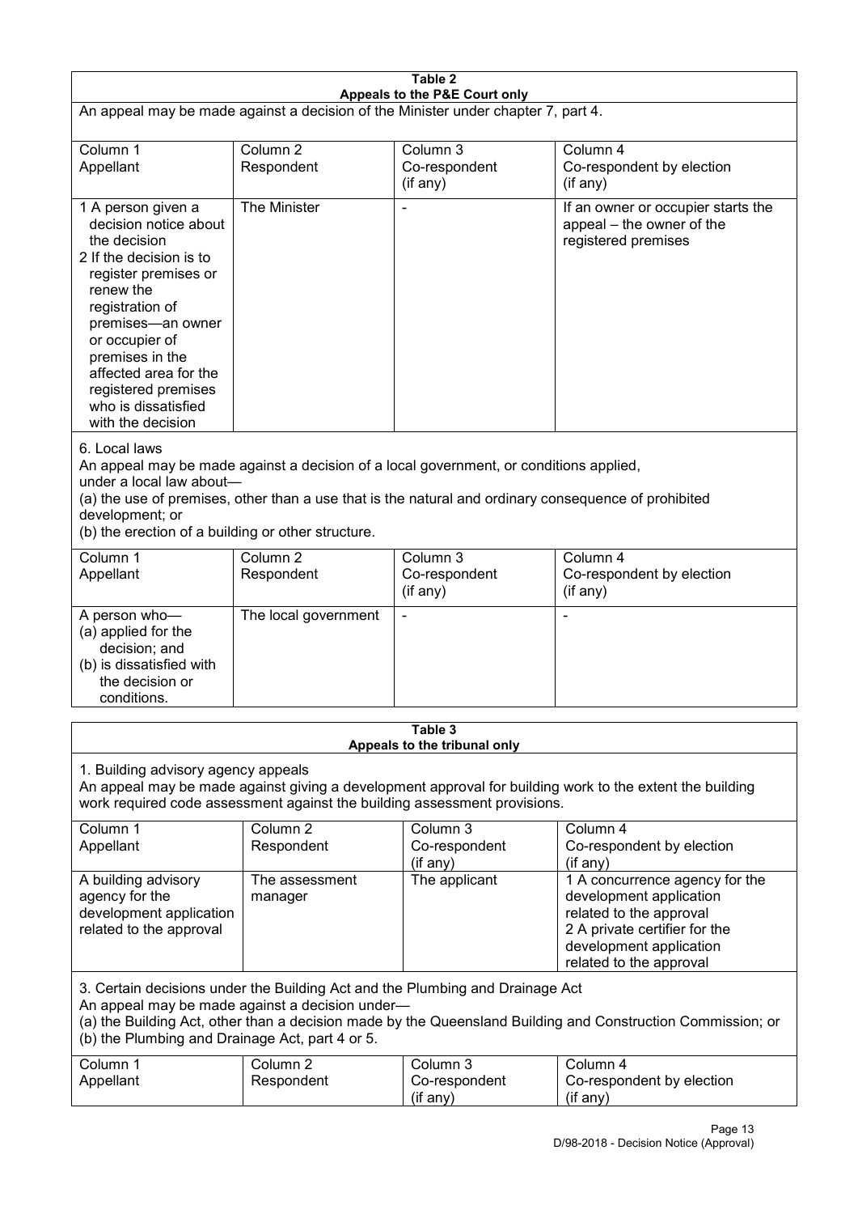**Table 2**
**Appeals to the P&E Court only**

An appeal may be made against a decision of the Minister under chapter 7, part 4.

| Column 1<br>Appellant | Column 2<br>Respondent | Column 3<br>Co-respondent<br>(if any) | Column 4<br>Co-respondent by election<br>(if any) |
|---|---|---|---|
| 1 A person given a decision notice about the decision<br>2 If the decision is to register premises or renew the registration of premises—an owner or occupier of premises in the affected area for the registered premises who is dissatisfied with the decision | The Minister | - | If an owner or occupier starts the appeal – the owner of the registered premises |

6. Local laws

An appeal may be made against a decision of a local government, or conditions applied, under a local law about—

(a) the use of premises, other than a use that is the natural and ordinary consequence of prohibited development; or

(b) the erection of a building or other structure.

| Column 1<br>Appellant | Column 2<br>Respondent | Column 3<br>Co-respondent<br>(if any) | Column 4<br>Co-respondent by election<br>(if any) |
|---|---|---|---|
| A person who—<br>(a) applied for the decision; and<br>(b) is dissatisfied with the decision or conditions. | The local government | - | - |

**Table 3**
**Appeals to the tribunal only**

1. Building advisory agency appeals

An appeal may be made against giving a development approval for building work to the extent the building work required code assessment against the building assessment provisions.

| Column 1<br>Appellant | Column 2<br>Respondent | Column 3<br>Co-respondent<br>(if any) | Column 4<br>Co-respondent by election<br>(if any) |
|---|---|---|---|
| A building advisory agency for the development application related to the approval | The assessment manager | The applicant | 1 A concurrence agency for the development application related to the approval<br>2 A private certifier for the development application related to the approval |

3. Certain decisions under the Building Act and the Plumbing and Drainage Act

An appeal may be made against a decision under—

(a) the Building Act, other than a decision made by the Queensland Building and Construction Commission; or

(b) the Plumbing and Drainage Act, part 4 or 5.

| Column 1<br>Appellant | Column 2<br>Respondent | Column 3<br>Co-respondent<br>(if any) | Column 4<br>Co-respondent by election<br>(if any) |
|---|---|---|---|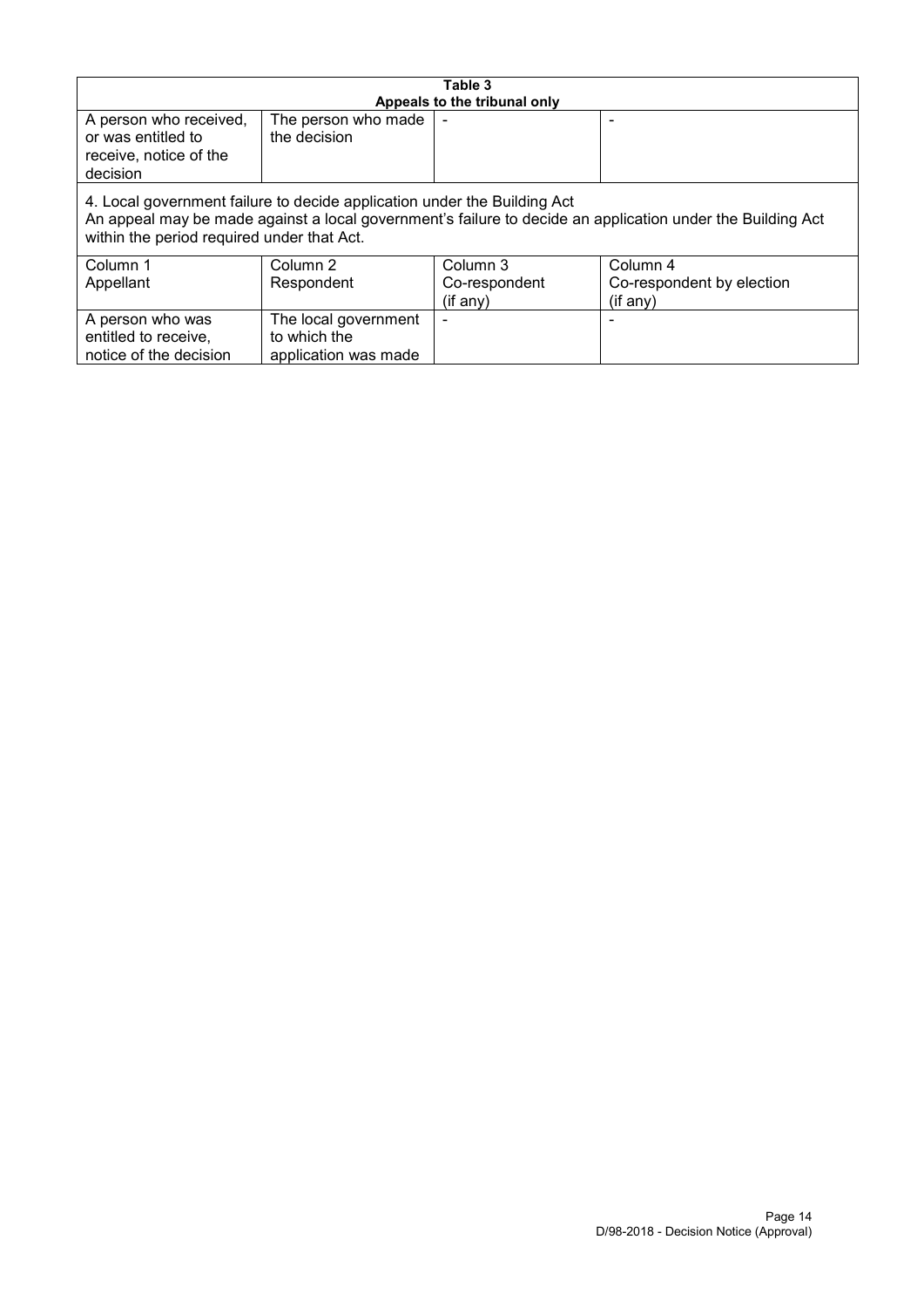**Table 3**
**Appeals to the tribunal only**

| | | | |
|---|---|---|---|
| A person who received, or was entitled to receive, notice of the decision | The person who made the decision | - | - |

4. Local government failure to decide application under the Building Act
An appeal may be made against a local government's failure to decide an application under the Building Act within the period required under that Act.

| Column 1<br>Appellant | Column 2<br>Respondent | Column 3<br>Co-respondent<br>(if any) | Column 4<br>Co-respondent by election<br>(if any) |
|---|---|---|---|
| A person who was entitled to receive, notice of the decision | The local government to which the application was made | - | - |